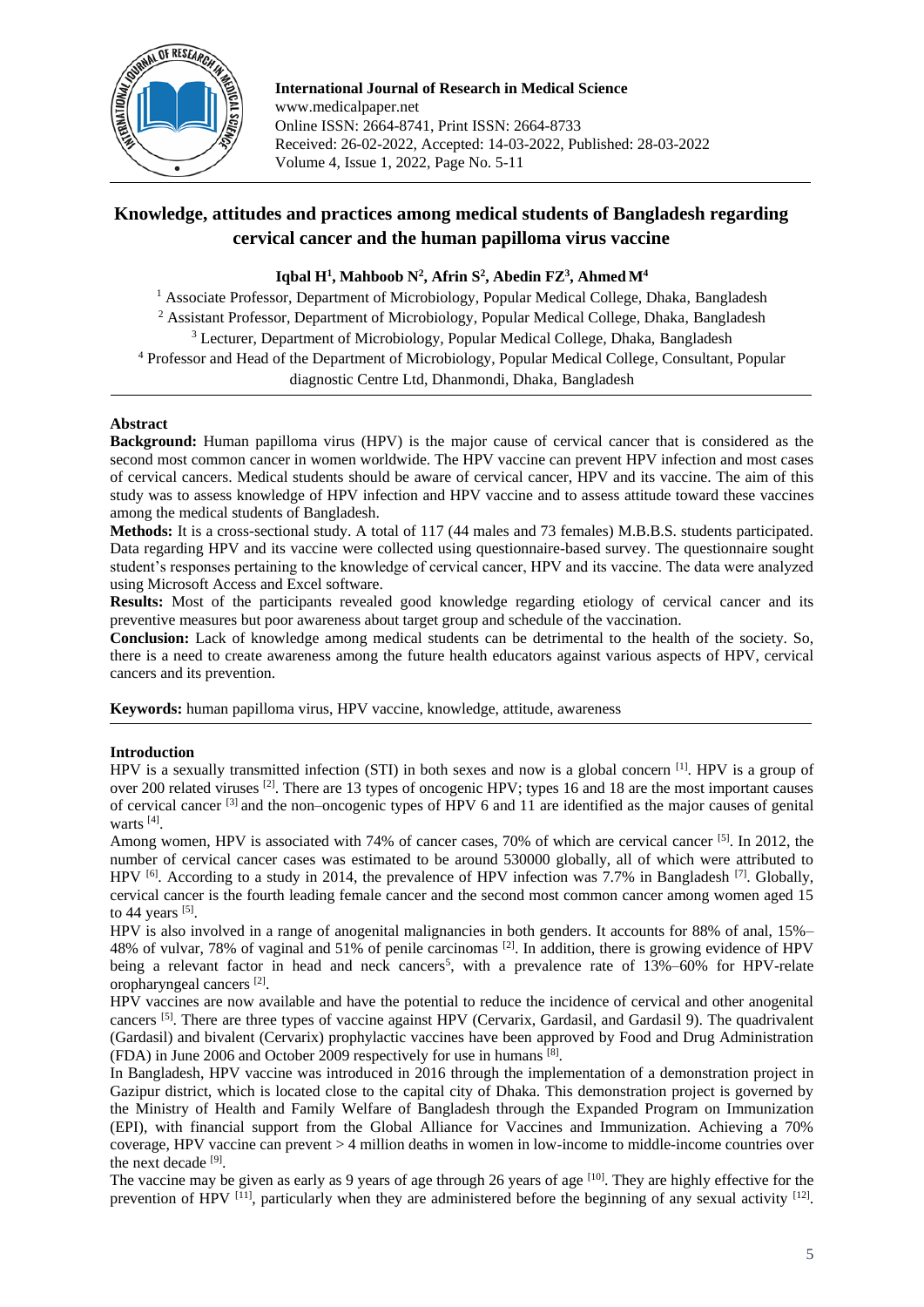# Knowledge, attitudes and practices among medical students of Bangladesh regarding cervical cancer and the human papilloma virus vaccine

**Iqbal H[1], Mahboob N[2], Afrin S[2], Abedin FZ[3], Ahmed M[4]**

[1] Associate Professor, Department of Microbiology, Popular Medical College, Dhaka, Bangladesh
[2] Assistant Professor, Department of Microbiology, Popular Medical College, Dhaka, Bangladesh
[3] Lecturer, Department of Microbiology, Popular Medical College, Dhaka, Bangladesh
[4] Professor and Head of the Department of Microbiology, Popular Medical College, Consultant, Popular diagnostic Centre Ltd, Dhanmondi, Dhaka, Bangladesh

## Abstract

**Background:** Human papilloma virus (HPV) is the major cause of cervical cancer that is considered as the second most common cancer in women worldwide. The HPV vaccine can prevent HPV infection and most cases of cervical cancers. Medical students should be aware of cervical cancer, HPV and its vaccine. The aim of this study was to assess knowledge of HPV infection and HPV vaccine and to assess attitude toward these vaccines among the medical students of Bangladesh.

**Methods:** It is a cross-sectional study. A total of 117 (44 males and 73 females) M.B.B.S. students participated. Data regarding HPV and its vaccine were collected using questionnaire-based survey. The questionnaire sought student's responses pertaining to the knowledge of cervical cancer, HPV and its vaccine. The data were analyzed using Microsoft Access and Excel software.

**Results:** Most of the participants revealed good knowledge regarding etiology of cervical cancer and its preventive measures but poor awareness about target group and schedule of the vaccination.

**Conclusion:** Lack of knowledge among medical students can be detrimental to the health of the society. So, there is a need to create awareness among the future health educators against various aspects of HPV, cervical cancers and its prevention.

**Keywords:** human papilloma virus, HPV vaccine, knowledge, attitude, awareness

## Introduction

HPV is a sexually transmitted infection (STI) in both sexes and now is a global concern [1]. HPV is a group of over 200 related viruses [2]. There are 13 types of oncogenic HPV; types 16 and 18 are the most important causes of cervical cancer [3] and the non–oncogenic types of HPV 6 and 11 are identified as the major causes of genital warts [4].

Among women, HPV is associated with 74% of cancer cases, 70% of which are cervical cancer [5]. In 2012, the number of cervical cancer cases was estimated to be around 530000 globally, all of which were attributed to HPV [6]. According to a study in 2014, the prevalence of HPV infection was 7.7% in Bangladesh [7]. Globally, cervical cancer is the fourth leading female cancer and the second most common cancer among women aged 15 to 44 years [5].

HPV is also involved in a range of anogenital malignancies in both genders. It accounts for 88% of anal, 15%–48% of vulvar, 78% of vaginal and 51% of penile carcinomas [2]. In addition, there is growing evidence of HPV being a relevant factor in head and neck cancers[5], with a prevalence rate of 13%–60% for HPV-relate oropharyngeal cancers [2].

HPV vaccines are now available and have the potential to reduce the incidence of cervical and other anogenital cancers [5]. There are three types of vaccine against HPV (Cervarix, Gardasil, and Gardasil 9). The quadrivalent (Gardasil) and bivalent (Cervarix) prophylactic vaccines have been approved by Food and Drug Administration (FDA) in June 2006 and October 2009 respectively for use in humans [8].

In Bangladesh, HPV vaccine was introduced in 2016 through the implementation of a demonstration project in Gazipur district, which is located close to the capital city of Dhaka. This demonstration project is governed by the Ministry of Health and Family Welfare of Bangladesh through the Expanded Program on Immunization (EPI), with financial support from the Global Alliance for Vaccines and Immunization. Achieving a 70% coverage, HPV vaccine can prevent > 4 million deaths in women in low-income to middle-income countries over the next decade [9].

The vaccine may be given as early as 9 years of age through 26 years of age [10]. They are highly effective for the prevention of HPV [11], particularly when they are administered before the beginning of any sexual activity [12].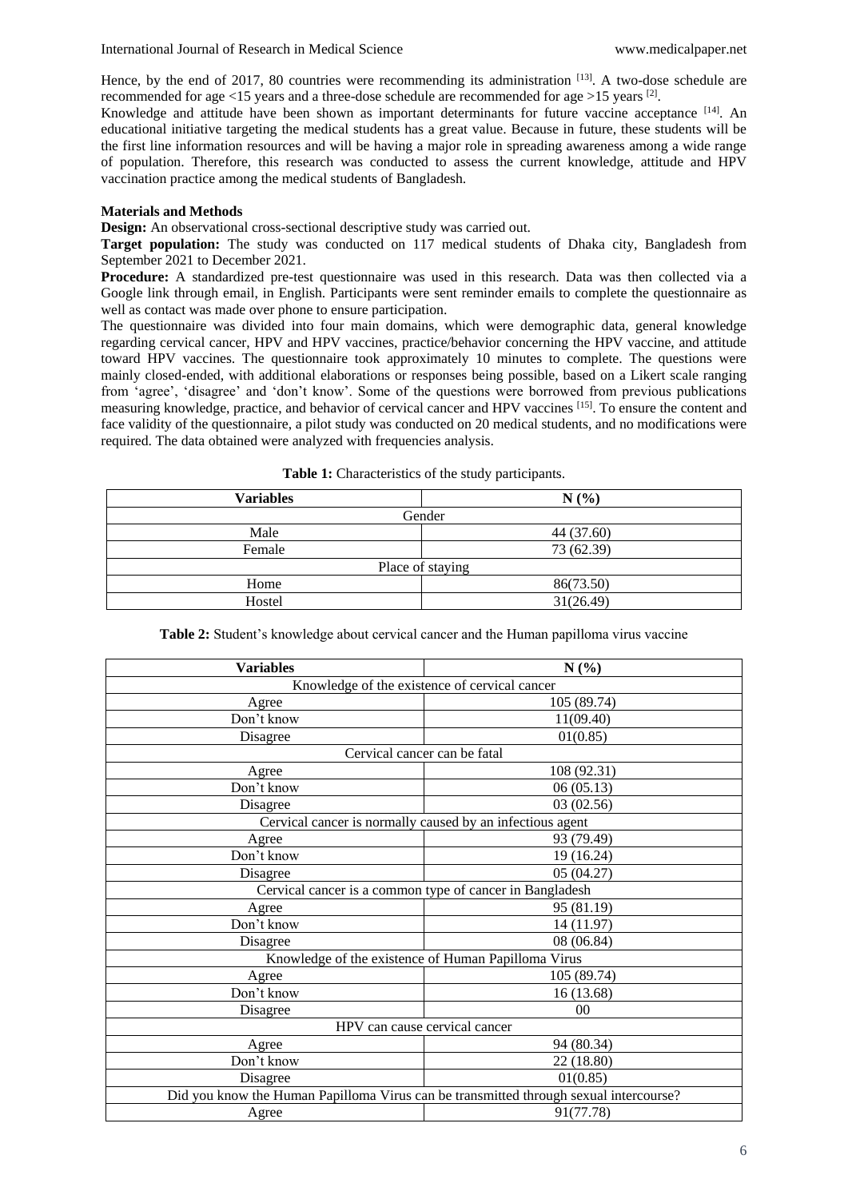Hence, by the end of 2017, 80 countries were recommending its administration [13]. A two-dose schedule are recommended for age <15 years and a three-dose schedule are recommended for age >15 years [2].

Knowledge and attitude have been shown as important determinants for future vaccine acceptance [14]. An educational initiative targeting the medical students has a great value. Because in future, these students will be the first line information resources and will be having a major role in spreading awareness among a wide range of population. Therefore, this research was conducted to assess the current knowledge, attitude and HPV vaccination practice among the medical students of Bangladesh.

**Materials and Methods**

**Design:** An observational cross-sectional descriptive study was carried out.

**Target population:** The study was conducted on 117 medical students of Dhaka city, Bangladesh from September 2021 to December 2021.

**Procedure:** A standardized pre-test questionnaire was used in this research. Data was then collected via a Google link through email, in English. Participants were sent reminder emails to complete the questionnaire as well as contact was made over phone to ensure participation.

The questionnaire was divided into four main domains, which were demographic data, general knowledge regarding cervical cancer, HPV and HPV vaccines, practice/behavior concerning the HPV vaccine, and attitude toward HPV vaccines. The questionnaire took approximately 10 minutes to complete. The questions were mainly closed-ended, with additional elaborations or responses being possible, based on a Likert scale ranging from 'agree', 'disagree' and 'don't know'. Some of the questions were borrowed from previous publications measuring knowledge, practice, and behavior of cervical cancer and HPV vaccines [15]. To ensure the content and face validity of the questionnaire, a pilot study was conducted on 20 medical students, and no modifications were required. The data obtained were analyzed with frequencies analysis.

**Table 1:** Characteristics of the study participants.

| Variables | N (%) |
|---|---|
| Gender | |
| Male | 44 (37.60) |
| Female | 73 (62.39) |
| Place of staying | |
| Home | 86(73.50) |
| Hostel | 31(26.49) |

**Table 2:** Student's knowledge about cervical cancer and the Human papilloma virus vaccine

| Variables | N (%) |
|---|---|
| Knowledge of the existence of cervical cancer | |
| Agree | 105 (89.74) |
| Don't know | 11(09.40) |
| Disagree | 01(0.85) |
| Cervical cancer can be fatal | |
| Agree | 108 (92.31) |
| Don't know | 06 (05.13) |
| Disagree | 03 (02.56) |
| Cervical cancer is normally caused by an infectious agent | |
| Agree | 93 (79.49) |
| Don't know | 19 (16.24) |
| Disagree | 05 (04.27) |
| Cervical cancer is a common type of cancer in Bangladesh | |
| Agree | 95 (81.19) |
| Don't know | 14 (11.97) |
| Disagree | 08 (06.84) |
| Knowledge of the existence of Human Papilloma Virus | |
| Agree | 105 (89.74) |
| Don't know | 16 (13.68) |
| Disagree | 00 |
| HPV can cause cervical cancer | |
| Agree | 94 (80.34) |
| Don't know | 22 (18.80) |
| Disagree | 01(0.85) |
| Did you know the Human Papilloma Virus can be transmitted through sexual intercourse? | |
| Agree | 91(77.78) |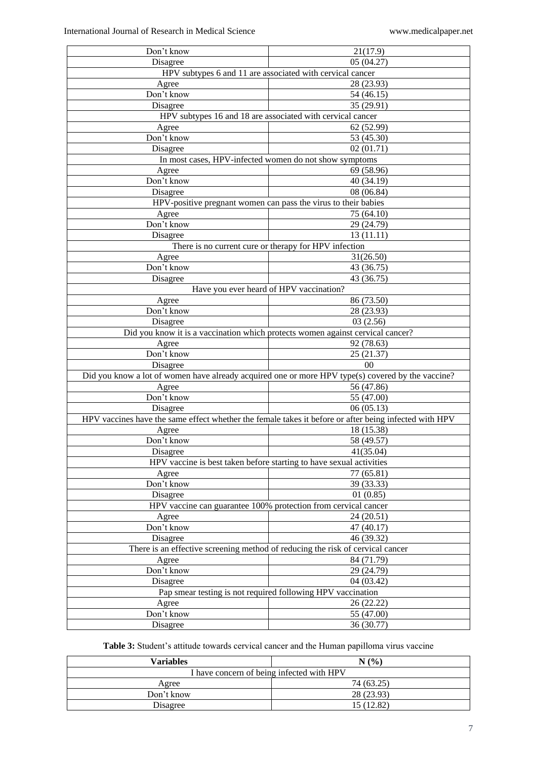| | |
|---|---|
| Don't know | 21(17.9) |
| Disagree | 05 (04.27) |
| HPV subtypes 6 and 11 are associated with cervical cancer | |
| Agree | 28 (23.93) |
| Don't know | 54 (46.15) |
| Disagree | 35 (29.91) |
| HPV subtypes 16 and 18 are associated with cervical cancer | |
| Agree | 62 (52.99) |
| Don't know | 53 (45.30) |
| Disagree | 02 (01.71) |
| In most cases, HPV-infected women do not show symptoms | |
| Agree | 69 (58.96) |
| Don't know | 40 (34.19) |
| Disagree | 08 (06.84) |
| HPV-positive pregnant women can pass the virus to their babies | |
| Agree | 75 (64.10) |
| Don't know | 29 (24.79) |
| Disagree | 13 (11.11) |
| There is no current cure or therapy for HPV infection | |
| Agree | 31(26.50) |
| Don't know | 43 (36.75) |
| Disagree | 43 (36.75) |
| Have you ever heard of HPV vaccination? | |
| Agree | 86 (73.50) |
| Don't know | 28 (23.93) |
| Disagree | 03 (2.56) |
| Did you know it is a vaccination which protects women against cervical cancer? | |
| Agree | 92 (78.63) |
| Don't know | 25 (21.37) |
| Disagree | 00 |
| Did you know a lot of women have already acquired one or more HPV type(s) covered by the vaccine? | |
| Agree | 56 (47.86) |
| Don't know | 55 (47.00) |
| Disagree | 06 (05.13) |
| HPV vaccines have the same effect whether the female takes it before or after being infected with HPV | |
| Agree | 18 (15.38) |
| Don't know | 58 (49.57) |
| Disagree | 41(35.04) |
| HPV vaccine is best taken before starting to have sexual activities | |
| Agree | 77 (65.81) |
| Don't know | 39 (33.33) |
| Disagree | 01 (0.85) |
| HPV vaccine can guarantee 100% protection from cervical cancer | |
| Agree | 24 (20.51) |
| Don't know | 47 (40.17) |
| Disagree | 46 (39.32) |
| There is an effective screening method of reducing the risk of cervical cancer | |
| Agree | 84 (71.79) |
| Don't know | 29 (24.79) |
| Disagree | 04 (03.42) |
| Pap smear testing is not required following HPV vaccination | |
| Agree | 26 (22.22) |
| Don't know | 55 (47.00) |
| Disagree | 36 (30.77) |

**Table 3:** Student's attitude towards cervical cancer and the Human papilloma virus vaccine

| Variables | N (%) |
|---|---|
| I have concern of being infected with HPV | |
| Agree | 74 (63.25) |
| Don't know | 28 (23.93) |
| Disagree | 15 (12.82) |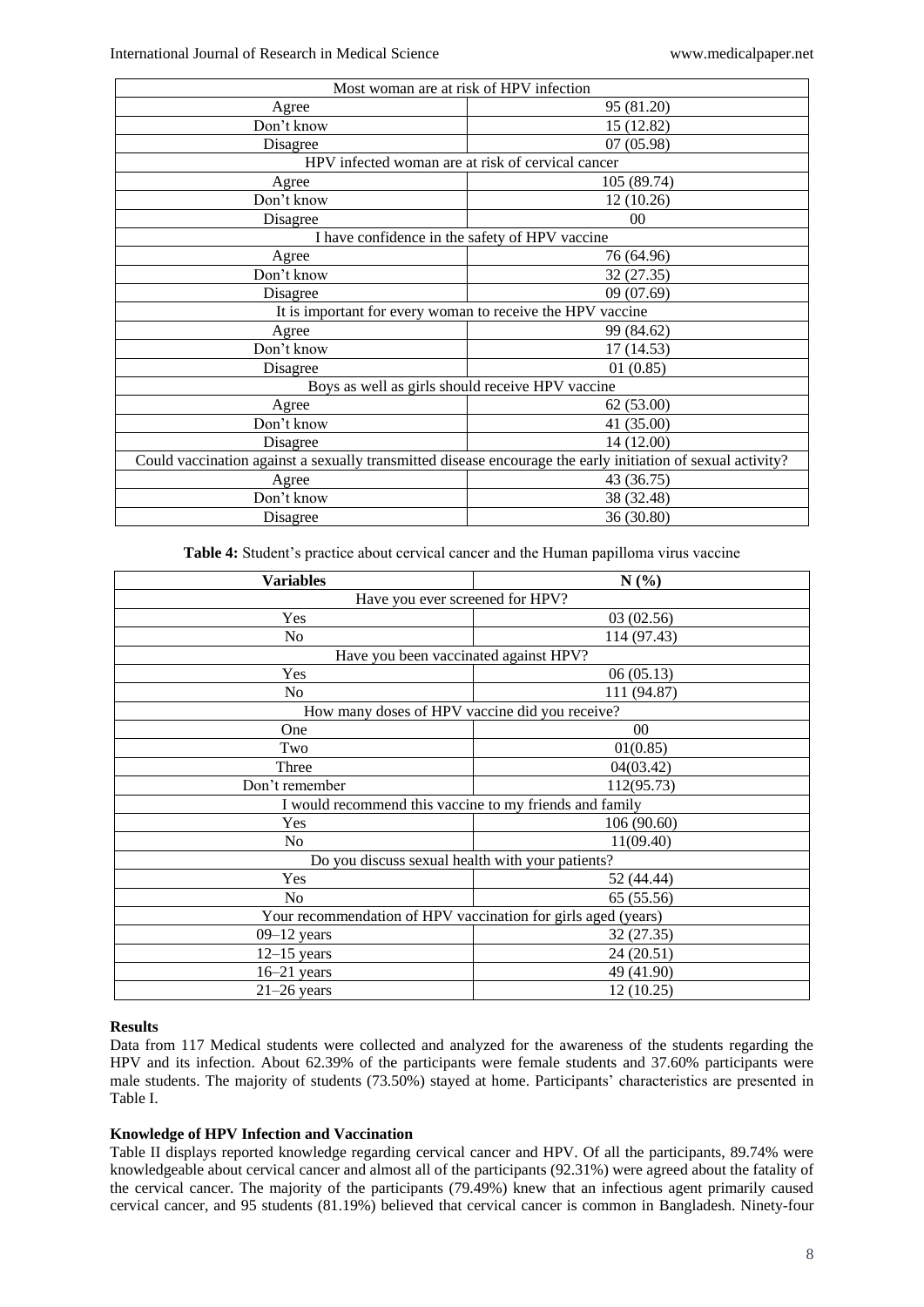| Most woman are at risk of HPV infection | |
|---|---|
| Agree | 95 (81.20) |
| Don't know | 15 (12.82) |
| Disagree | 07 (05.98) |
| HPV infected woman are at risk of cervical cancer | |
| Agree | 105 (89.74) |
| Don't know | 12 (10.26) |
| Disagree | 00 |
| I have confidence in the safety of HPV vaccine | |
| Agree | 76 (64.96) |
| Don't know | 32 (27.35) |
| Disagree | 09 (07.69) |
| It is important for every woman to receive the HPV vaccine | |
| Agree | 99 (84.62) |
| Don't know | 17 (14.53) |
| Disagree | 01 (0.85) |
| Boys as well as girls should receive HPV vaccine | |
| Agree | 62 (53.00) |
| Don't know | 41 (35.00) |
| Disagree | 14 (12.00) |
| Could vaccination against a sexually transmitted disease encourage the early initiation of sexual activity? | |
| Agree | 43 (36.75) |
| Don't know | 38 (32.48) |
| Disagree | 36 (30.80) |

**Table 4:** Student's practice about cervical cancer and the Human papilloma virus vaccine

| Variables | N (%) |
|---|---|
| Have you ever screened for HPV? | |
| Yes | 03 (02.56) |
| No | 114 (97.43) |
| Have you been vaccinated against HPV? | |
| Yes | 06 (05.13) |
| No | 111 (94.87) |
| How many doses of HPV vaccine did you receive? | |
| One | 00 |
| Two | 01(0.85) |
| Three | 04(03.42) |
| Don't remember | 112(95.73) |
| I would recommend this vaccine to my friends and family | |
| Yes | 106 (90.60) |
| No | 11(09.40) |
| Do you discuss sexual health with your patients? | |
| Yes | 52 (44.44) |
| No | 65 (55.56) |
| Your recommendation of HPV vaccination for girls aged (years) | |
| 09–12 years | 32 (27.35) |
| 12–15 years | 24 (20.51) |
| 16–21 years | 49 (41.90) |
| 21–26 years | 12 (10.25) |

## Results

Data from 117 Medical students were collected and analyzed for the awareness of the students regarding the HPV and its infection. About 62.39% of the participants were female students and 37.60% participants were male students. The majority of students (73.50%) stayed at home. Participants' characteristics are presented in Table I.

### Knowledge of HPV Infection and Vaccination

Table II displays reported knowledge regarding cervical cancer and HPV. Of all the participants, 89.74% were knowledgeable about cervical cancer and almost all of the participants (92.31%) were agreed about the fatality of the cervical cancer. The majority of the participants (79.49%) knew that an infectious agent primarily caused cervical cancer, and 95 students (81.19%) believed that cervical cancer is common in Bangladesh. Ninety-four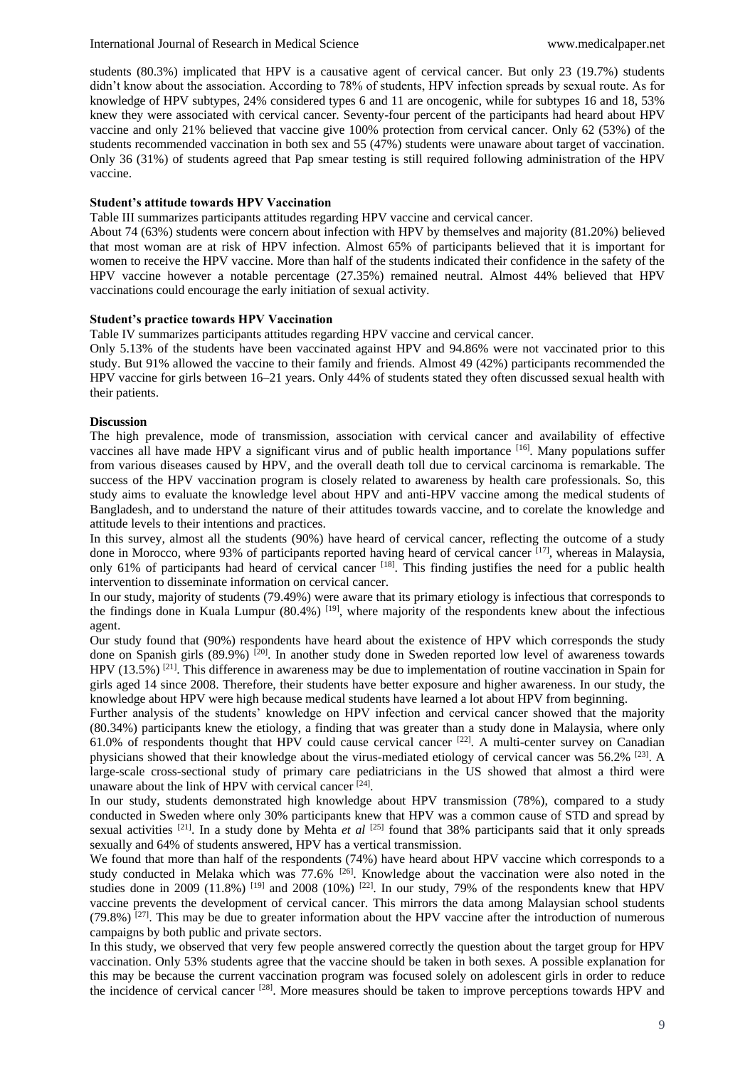students (80.3%) implicated that HPV is a causative agent of cervical cancer. But only 23 (19.7%) students didn't know about the association. According to 78% of students, HPV infection spreads by sexual route. As for knowledge of HPV subtypes, 24% considered types 6 and 11 are oncogenic, while for subtypes 16 and 18, 53% knew they were associated with cervical cancer. Seventy-four percent of the participants had heard about HPV vaccine and only 21% believed that vaccine give 100% protection from cervical cancer. Only 62 (53%) of the students recommended vaccination in both sex and 55 (47%) students were unaware about target of vaccination. Only 36 (31%) of students agreed that Pap smear testing is still required following administration of the HPV vaccine.

**Student's attitude towards HPV Vaccination**

Table III summarizes participants attitudes regarding HPV vaccine and cervical cancer.

About 74 (63%) students were concern about infection with HPV by themselves and majority (81.20%) believed that most woman are at risk of HPV infection. Almost 65% of participants believed that it is important for women to receive the HPV vaccine. More than half of the students indicated their confidence in the safety of the HPV vaccine however a notable percentage (27.35%) remained neutral. Almost 44% believed that HPV vaccinations could encourage the early initiation of sexual activity.

**Student's practice towards HPV Vaccination**

Table IV summarizes participants attitudes regarding HPV vaccine and cervical cancer.

Only 5.13% of the students have been vaccinated against HPV and 94.86% were not vaccinated prior to this study. But 91% allowed the vaccine to their family and friends. Almost 49 (42%) participants recommended the HPV vaccine for girls between 16–21 years. Only 44% of students stated they often discussed sexual health with their patients.

**Discussion**

The high prevalence, mode of transmission, association with cervical cancer and availability of effective vaccines all have made HPV a significant virus and of public health importance [16]. Many populations suffer from various diseases caused by HPV, and the overall death toll due to cervical carcinoma is remarkable. The success of the HPV vaccination program is closely related to awareness by health care professionals. So, this study aims to evaluate the knowledge level about HPV and anti-HPV vaccine among the medical students of Bangladesh, and to understand the nature of their attitudes towards vaccine, and to corelate the knowledge and attitude levels to their intentions and practices.

In this survey, almost all the students (90%) have heard of cervical cancer, reflecting the outcome of a study done in Morocco, where 93% of participants reported having heard of cervical cancer [17], whereas in Malaysia, only 61% of participants had heard of cervical cancer [18]. This finding justifies the need for a public health intervention to disseminate information on cervical cancer.

In our study, majority of students (79.49%) were aware that its primary etiology is infectious that corresponds to the findings done in Kuala Lumpur (80.4%) [19], where majority of the respondents knew about the infectious agent.

Our study found that (90%) respondents have heard about the existence of HPV which corresponds the study done on Spanish girls (89.9%) [20]. In another study done in Sweden reported low level of awareness towards HPV (13.5%) [21]. This difference in awareness may be due to implementation of routine vaccination in Spain for girls aged 14 since 2008. Therefore, their students have better exposure and higher awareness. In our study, the knowledge about HPV were high because medical students have learned a lot about HPV from beginning.

Further analysis of the students' knowledge on HPV infection and cervical cancer showed that the majority (80.34%) participants knew the etiology, a finding that was greater than a study done in Malaysia, where only 61.0% of respondents thought that HPV could cause cervical cancer [22]. A multi-center survey on Canadian physicians showed that their knowledge about the virus-mediated etiology of cervical cancer was 56.2% [23]. A large-scale cross-sectional study of primary care pediatricians in the US showed that almost a third were unaware about the link of HPV with cervical cancer [24].

In our study, students demonstrated high knowledge about HPV transmission (78%), compared to a study conducted in Sweden where only 30% participants knew that HPV was a common cause of STD and spread by sexual activities [21]. In a study done by Mehta *et al* [25] found that 38% participants said that it only spreads sexually and 64% of students answered, HPV has a vertical transmission.

We found that more than half of the respondents (74%) have heard about HPV vaccine which corresponds to a study conducted in Melaka which was 77.6% [26]. Knowledge about the vaccination were also noted in the studies done in 2009 (11.8%) [19] and 2008 (10%) [22]. In our study, 79% of the respondents knew that HPV vaccine prevents the development of cervical cancer. This mirrors the data among Malaysian school students (79.8%) [27]. This may be due to greater information about the HPV vaccine after the introduction of numerous campaigns by both public and private sectors.

In this study, we observed that very few people answered correctly the question about the target group for HPV vaccination. Only 53% students agree that the vaccine should be taken in both sexes. A possible explanation for this may be because the current vaccination program was focused solely on adolescent girls in order to reduce the incidence of cervical cancer [28]. More measures should be taken to improve perceptions towards HPV and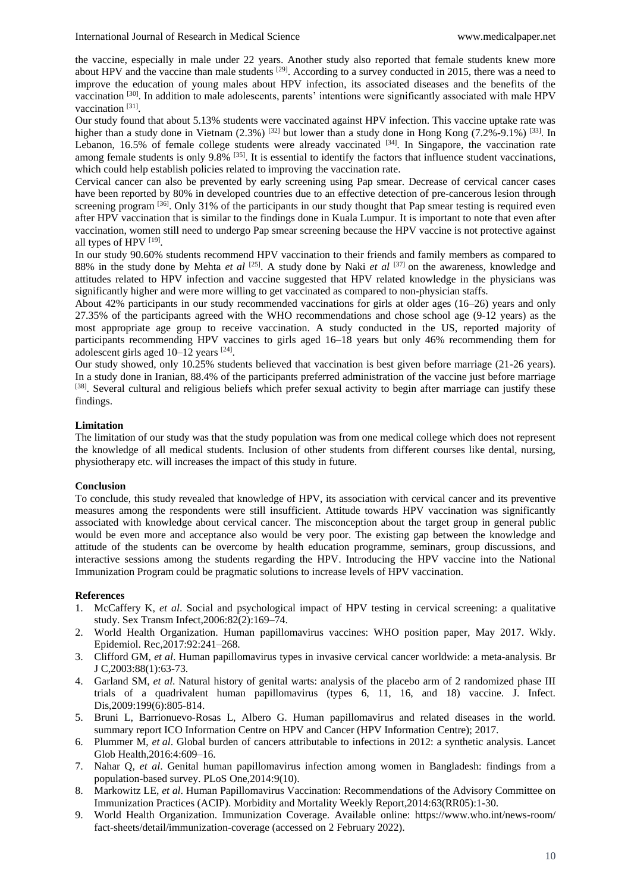the vaccine, especially in male under 22 years. Another study also reported that female students knew more about HPV and the vaccine than male students [29]. According to a survey conducted in 2015, there was a need to improve the education of young males about HPV infection, its associated diseases and the benefits of the vaccination [30]. In addition to male adolescents, parents' intentions were significantly associated with male HPV vaccination [31].

Our study found that about 5.13% students were vaccinated against HPV infection. This vaccine uptake rate was higher than a study done in Vietnam (2.3%) [32] but lower than a study done in Hong Kong (7.2%-9.1%) [33]. In Lebanon, 16.5% of female college students were already vaccinated [34]. In Singapore, the vaccination rate among female students is only 9.8% [35]. It is essential to identify the factors that influence student vaccinations, which could help establish policies related to improving the vaccination rate.

Cervical cancer can also be prevented by early screening using Pap smear. Decrease of cervical cancer cases have been reported by 80% in developed countries due to an effective detection of pre-cancerous lesion through screening program [36]. Only 31% of the participants in our study thought that Pap smear testing is required even after HPV vaccination that is similar to the findings done in Kuala Lumpur. It is important to note that even after vaccination, women still need to undergo Pap smear screening because the HPV vaccine is not protective against all types of HPV [19].

In our study 90.60% students recommend HPV vaccination to their friends and family members as compared to 88% in the study done by Mehta *et al* [25]. A study done by Naki *et al* [37] on the awareness, knowledge and attitudes related to HPV infection and vaccine suggested that HPV related knowledge in the physicians was significantly higher and were more willing to get vaccinated as compared to non-physician staffs.

About 42% participants in our study recommended vaccinations for girls at older ages (16–26) years and only 27.35% of the participants agreed with the WHO recommendations and chose school age (9-12 years) as the most appropriate age group to receive vaccination. A study conducted in the US, reported majority of participants recommending HPV vaccines to girls aged 16–18 years but only 46% recommending them for adolescent girls aged 10–12 years [24].

Our study showed, only 10.25% students believed that vaccination is best given before marriage (21-26 years). In a study done in Iranian, 88.4% of the participants preferred administration of the vaccine just before marriage [38]. Several cultural and religious beliefs which prefer sexual activity to begin after marriage can justify these findings.

## Limitation

The limitation of our study was that the study population was from one medical college which does not represent the knowledge of all medical students. Inclusion of other students from different courses like dental, nursing, physiotherapy etc. will increases the impact of this study in future.

## Conclusion

To conclude, this study revealed that knowledge of HPV, its association with cervical cancer and its preventive measures among the respondents were still insufficient. Attitude towards HPV vaccination was significantly associated with knowledge about cervical cancer. The misconception about the target group in general public would be even more and acceptance also would be very poor. The existing gap between the knowledge and attitude of the students can be overcome by health education programme, seminars, group discussions, and interactive sessions among the students regarding the HPV. Introducing the HPV vaccine into the National Immunization Program could be pragmatic solutions to increase levels of HPV vaccination.

## References

1. McCaffery K, *et al*. Social and psychological impact of HPV testing in cervical screening: a qualitative study. Sex Transm Infect,2006:82(2):169–74.
2. World Health Organization. Human papillomavirus vaccines: WHO position paper, May 2017. Wkly. Epidemiol. Rec,2017:92:241–268.
3. Clifford GM, *et al*. Human papillomavirus types in invasive cervical cancer worldwide: a meta-analysis. Br J C,2003:88(1):63-73.
4. Garland SM, *et al*. Natural history of genital warts: analysis of the placebo arm of 2 randomized phase III trials of a quadrivalent human papillomavirus (types 6, 11, 16, and 18) vaccine. J. Infect. Dis,2009:199(6):805-814.
5. Bruni L, Barrionuevo-Rosas L, Albero G. Human papillomavirus and related diseases in the world. summary report ICO Information Centre on HPV and Cancer (HPV Information Centre); 2017.
6. Plummer M, *et al*. Global burden of cancers attributable to infections in 2012: a synthetic analysis. Lancet Glob Health,2016:4:609–16.
7. Nahar Q, *et al*. Genital human papillomavirus infection among women in Bangladesh: findings from a population-based survey. PLoS One,2014:9(10).
8. Markowitz LE, *et al*. Human Papillomavirus Vaccination: Recommendations of the Advisory Committee on Immunization Practices (ACIP). Morbidity and Mortality Weekly Report,2014:63(RR05):1-30.
9. World Health Organization. Immunization Coverage. Available online: https://www.who.int/news-room/fact-sheets/detail/immunization-coverage (accessed on 2 February 2022).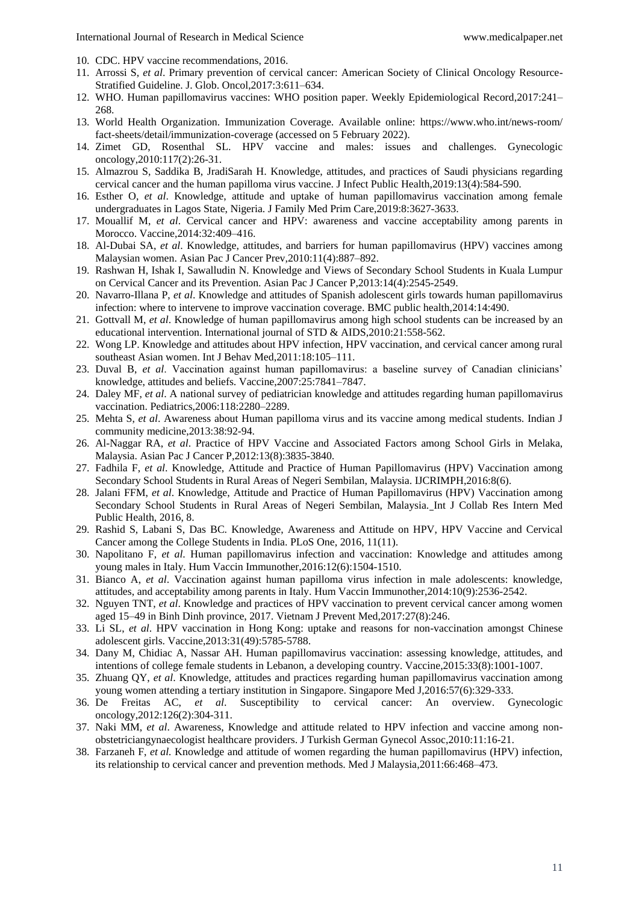10. CDC. HPV vaccine recommendations, 2016.
11. Arrossi S, *et al*. Primary prevention of cervical cancer: American Society of Clinical Oncology Resource-Stratified Guideline. J. Glob. Oncol,2017:3:611–634.
12. WHO. Human papillomavirus vaccines: WHO position paper. Weekly Epidemiological Record,2017:241–268.
13. World Health Organization. Immunization Coverage. Available online: https://www.who.int/news-room/fact-sheets/detail/immunization-coverage (accessed on 5 February 2022).
14. Zimet GD, Rosenthal SL. HPV vaccine and males: issues and challenges. Gynecologic oncology,2010:117(2):26-31.
15. Almazrou S, Saddika B, JradiSarah H. Knowledge, attitudes, and practices of Saudi physicians regarding cervical cancer and the human papilloma virus vaccine. J Infect Public Health,2019:13(4):584-590.
16. Esther O, *et al*. Knowledge, attitude and uptake of human papillomavirus vaccination among female undergraduates in Lagos State, Nigeria. J Family Med Prim Care,2019:8:3627-3633.
17. Mouallif M, *et al*. Cervical cancer and HPV: awareness and vaccine acceptability among parents in Morocco. Vaccine,2014:32:409–416.
18. Al-Dubai SA, *et al*. Knowledge, attitudes, and barriers for human papillomavirus (HPV) vaccines among Malaysian women. Asian Pac J Cancer Prev,2010:11(4):887–892.
19. Rashwan H, Ishak I, Sawalludin N. Knowledge and Views of Secondary School Students in Kuala Lumpur on Cervical Cancer and its Prevention. Asian Pac J Cancer P,2013:14(4):2545-2549.
20. Navarro-Illana P, *et al*. Knowledge and attitudes of Spanish adolescent girls towards human papillomavirus infection: where to intervene to improve vaccination coverage. BMC public health,2014:14:490.
21. Gottvall M, *et al*. Knowledge of human papillomavirus among high school students can be increased by an educational intervention. International journal of STD & AIDS,2010:21:558-562.
22. Wong LP. Knowledge and attitudes about HPV infection, HPV vaccination, and cervical cancer among rural southeast Asian women. Int J Behav Med,2011:18:105–111.
23. Duval B, *et al*. Vaccination against human papillomavirus: a baseline survey of Canadian clinicians' knowledge, attitudes and beliefs. Vaccine,2007:25:7841–7847.
24. Daley MF, *et al*. A national survey of pediatrician knowledge and attitudes regarding human papillomavirus vaccination. Pediatrics,2006:118:2280–2289.
25. Mehta S, *et al*. Awareness about Human papilloma virus and its vaccine among medical students. Indian J community medicine,2013:38:92-94.
26. Al-Naggar RA, *et al*. Practice of HPV Vaccine and Associated Factors among School Girls in Melaka, Malaysia. Asian Pac J Cancer P,2012:13(8):3835-3840.
27. Fadhila F, *et al*. Knowledge, Attitude and Practice of Human Papillomavirus (HPV) Vaccination among Secondary School Students in Rural Areas of Negeri Sembilan, Malaysia. IJCRIMPH,2016:8(6).
28. Jalani FFM, *et al*. Knowledge, Attitude and Practice of Human Papillomavirus (HPV) Vaccination among Secondary School Students in Rural Areas of Negeri Sembilan, Malaysia. Int J Collab Res Intern Med Public Health, 2016, 8.
29. Rashid S, Labani S, Das BC. Knowledge, Awareness and Attitude on HPV, HPV Vaccine and Cervical Cancer among the College Students in India. PLoS One, 2016, 11(11).
30. Napolitano F, *et al.* Human papillomavirus infection and vaccination: Knowledge and attitudes among young males in Italy. Hum Vaccin Immunother,2016:12(6):1504-1510.
31. Bianco A, *et al*. Vaccination against human papilloma virus infection in male adolescents: knowledge, attitudes, and acceptability among parents in Italy. Hum Vaccin Immunother,2014:10(9):2536-2542.
32. Nguyen TNT, *et al*. Knowledge and practices of HPV vaccination to prevent cervical cancer among women aged 15–49 in Binh Dinh province, 2017. Vietnam J Prevent Med,2017:27(8):246.
33. Li SL, *et al*. HPV vaccination in Hong Kong: uptake and reasons for non-vaccination amongst Chinese adolescent girls. Vaccine,2013:31(49):5785-5788.
34. Dany M, Chidiac A, Nassar AH. Human papillomavirus vaccination: assessing knowledge, attitudes, and intentions of college female students in Lebanon, a developing country. Vaccine,2015:33(8):1001-1007.
35. Zhuang QY, *et al*. Knowledge, attitudes and practices regarding human papillomavirus vaccination among young women attending a tertiary institution in Singapore. Singapore Med J,2016:57(6):329-333.
36. De Freitas AC, *et al*. Susceptibility to cervical cancer: An overview. Gynecologic oncology,2012:126(2):304-311.
37. Naki MM, *et al*. Awareness, Knowledge and attitude related to HPV infection and vaccine among non-obstetriciangynaecologist healthcare providers. J Turkish German Gynecol Assoc,2010:11:16-21.
38. Farzaneh F, *et al.* Knowledge and attitude of women regarding the human papillomavirus (HPV) infection, its relationship to cervical cancer and prevention methods. Med J Malaysia,2011:66:468–473.